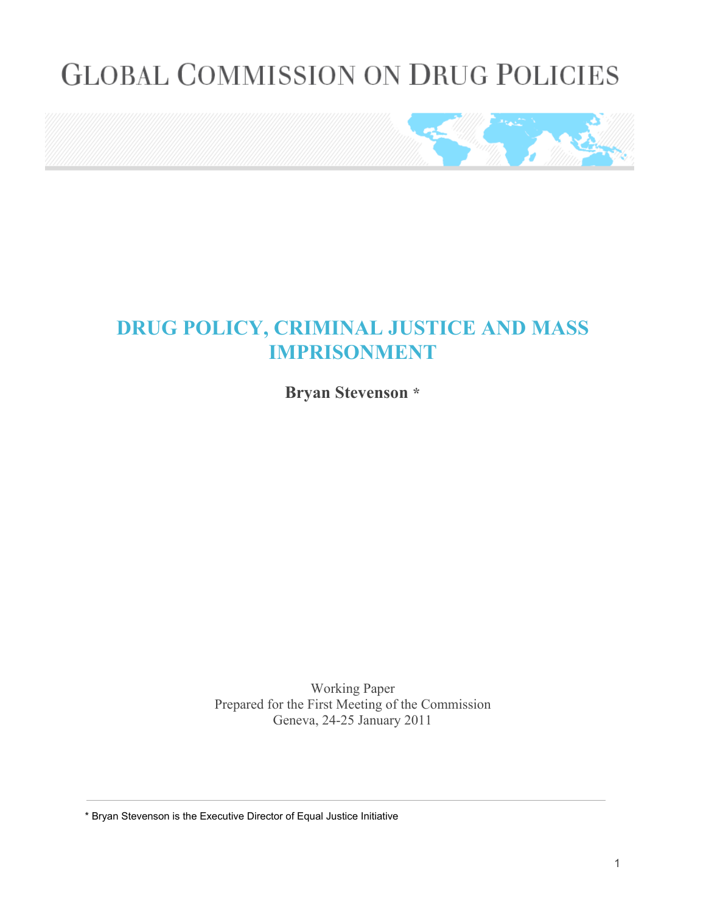# GLOBAL COMMISSION ON DRUG POLICIES

## DRUG POLICY, CRIMINAL JUSTICE AND MASS IMPRISONMENT

**Bryan Stevenson ***

Working Paper
Prepared for the First Meeting of the Commission
Geneva, 24-25 January 2011

* Bryan Stevenson is the Executive Director of Equal Justice Initiative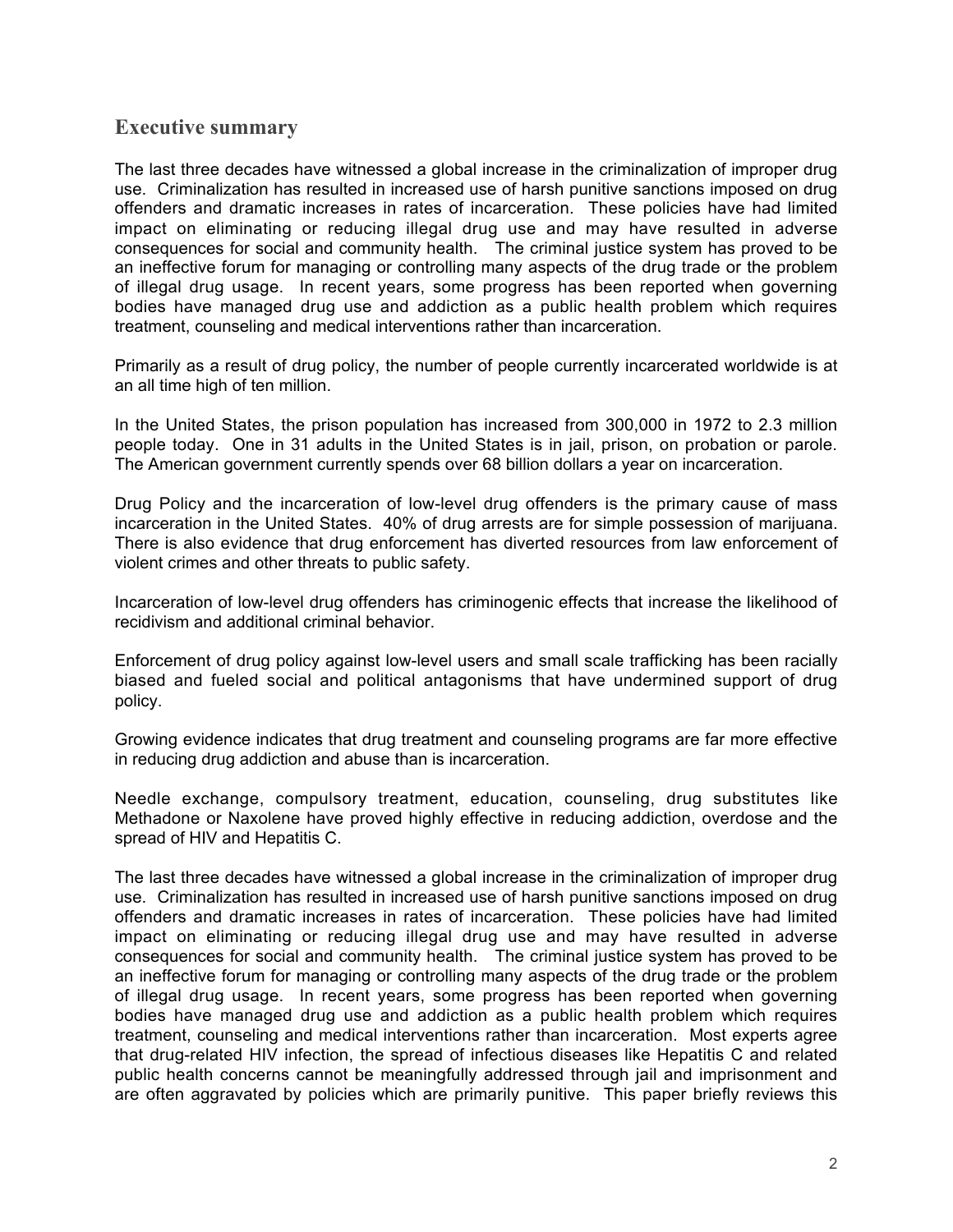## Executive summary

The last three decades have witnessed a global increase in the criminalization of improper drug use. Criminalization has resulted in increased use of harsh punitive sanctions imposed on drug offenders and dramatic increases in rates of incarceration. These policies have had limited impact on eliminating or reducing illegal drug use and may have resulted in adverse consequences for social and community health. The criminal justice system has proved to be an ineffective forum for managing or controlling many aspects of the drug trade or the problem of illegal drug usage. In recent years, some progress has been reported when governing bodies have managed drug use and addiction as a public health problem which requires treatment, counseling and medical interventions rather than incarceration.

Primarily as a result of drug policy, the number of people currently incarcerated worldwide is at an all time high of ten million.

In the United States, the prison population has increased from 300,000 in 1972 to 2.3 million people today. One in 31 adults in the United States is in jail, prison, on probation or parole. The American government currently spends over 68 billion dollars a year on incarceration.

Drug Policy and the incarceration of low-level drug offenders is the primary cause of mass incarceration in the United States. 40% of drug arrests are for simple possession of marijuana. There is also evidence that drug enforcement has diverted resources from law enforcement of violent crimes and other threats to public safety.

Incarceration of low-level drug offenders has criminogenic effects that increase the likelihood of recidivism and additional criminal behavior.

Enforcement of drug policy against low-level users and small scale trafficking has been racially biased and fueled social and political antagonisms that have undermined support of drug policy.

Growing evidence indicates that drug treatment and counseling programs are far more effective in reducing drug addiction and abuse than is incarceration.

Needle exchange, compulsory treatment, education, counseling, drug substitutes like Methadone or Naxolene have proved highly effective in reducing addiction, overdose and the spread of HIV and Hepatitis C.

The last three decades have witnessed a global increase in the criminalization of improper drug use. Criminalization has resulted in increased use of harsh punitive sanctions imposed on drug offenders and dramatic increases in rates of incarceration. These policies have had limited impact on eliminating or reducing illegal drug use and may have resulted in adverse consequences for social and community health. The criminal justice system has proved to be an ineffective forum for managing or controlling many aspects of the drug trade or the problem of illegal drug usage. In recent years, some progress has been reported when governing bodies have managed drug use and addiction as a public health problem which requires treatment, counseling and medical interventions rather than incarceration. Most experts agree that drug-related HIV infection, the spread of infectious diseases like Hepatitis C and related public health concerns cannot be meaningfully addressed through jail and imprisonment and are often aggravated by policies which are primarily punitive. This paper briefly reviews this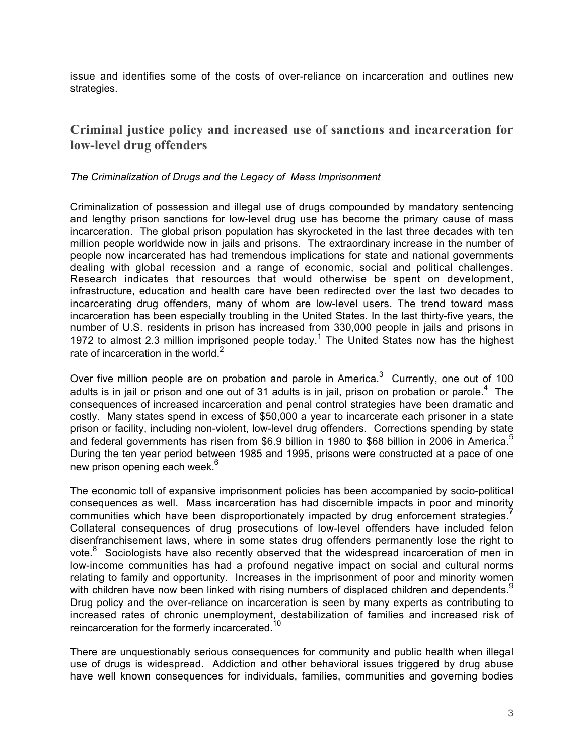issue and identifies some of the costs of over-reliance on incarceration and outlines new strategies.

## Criminal justice policy and increased use of sanctions and incarceration for low-level drug offenders

*The Criminalization of Drugs and the Legacy of Mass Imprisonment*

Criminalization of possession and illegal use of drugs compounded by mandatory sentencing and lengthy prison sanctions for low-level drug use has become the primary cause of mass incarceration. The global prison population has skyrocketed in the last three decades with ten million people worldwide now in jails and prisons. The extraordinary increase in the number of people now incarcerated has had tremendous implications for state and national governments dealing with global recession and a range of economic, social and political challenges. Research indicates that resources that would otherwise be spent on development, infrastructure, education and health care have been redirected over the last two decades to incarcerating drug offenders, many of whom are low-level users. The trend toward mass incarceration has been especially troubling in the United States. In the last thirty-five years, the number of U.S. residents in prison has increased from 330,000 people in jails and prisons in 1972 to almost 2.3 million imprisoned people today.[1] The United States now has the highest rate of incarceration in the world.[2]

Over five million people are on probation and parole in America.[3] Currently, one out of 100 adults is in jail or prison and one out of 31 adults is in jail, prison on probation or parole.[4] The consequences of increased incarceration and penal control strategies have been dramatic and costly. Many states spend in excess of $50,000 a year to incarcerate each prisoner in a state prison or facility, including non-violent, low-level drug offenders. Corrections spending by state and federal governments has risen from $6.9 billion in 1980 to $68 billion in 2006 in America.[5] During the ten year period between 1985 and 1995, prisons were constructed at a pace of one new prison opening each week.[6]

The economic toll of expansive imprisonment policies has been accompanied by socio-political consequences as well. Mass incarceration has had discernible impacts in poor and minority communities which have been disproportionately impacted by drug enforcement strategies.[7] Collateral consequences of drug prosecutions of low-level offenders have included felon disenfranchisement laws, where in some states drug offenders permanently lose the right to vote.[8] Sociologists have also recently observed that the widespread incarceration of men in low-income communities has had a profound negative impact on social and cultural norms relating to family and opportunity. Increases in the imprisonment of poor and minority women with children have now been linked with rising numbers of displaced children and dependents.[9] Drug policy and the over-reliance on incarceration is seen by many experts as contributing to increased rates of chronic unemployment, destabilization of families and increased risk of reincarceration for the formerly incarcerated.[10]

There are unquestionably serious consequences for community and public health when illegal use of drugs is widespread. Addiction and other behavioral issues triggered by drug abuse have well known consequences for individuals, families, communities and governing bodies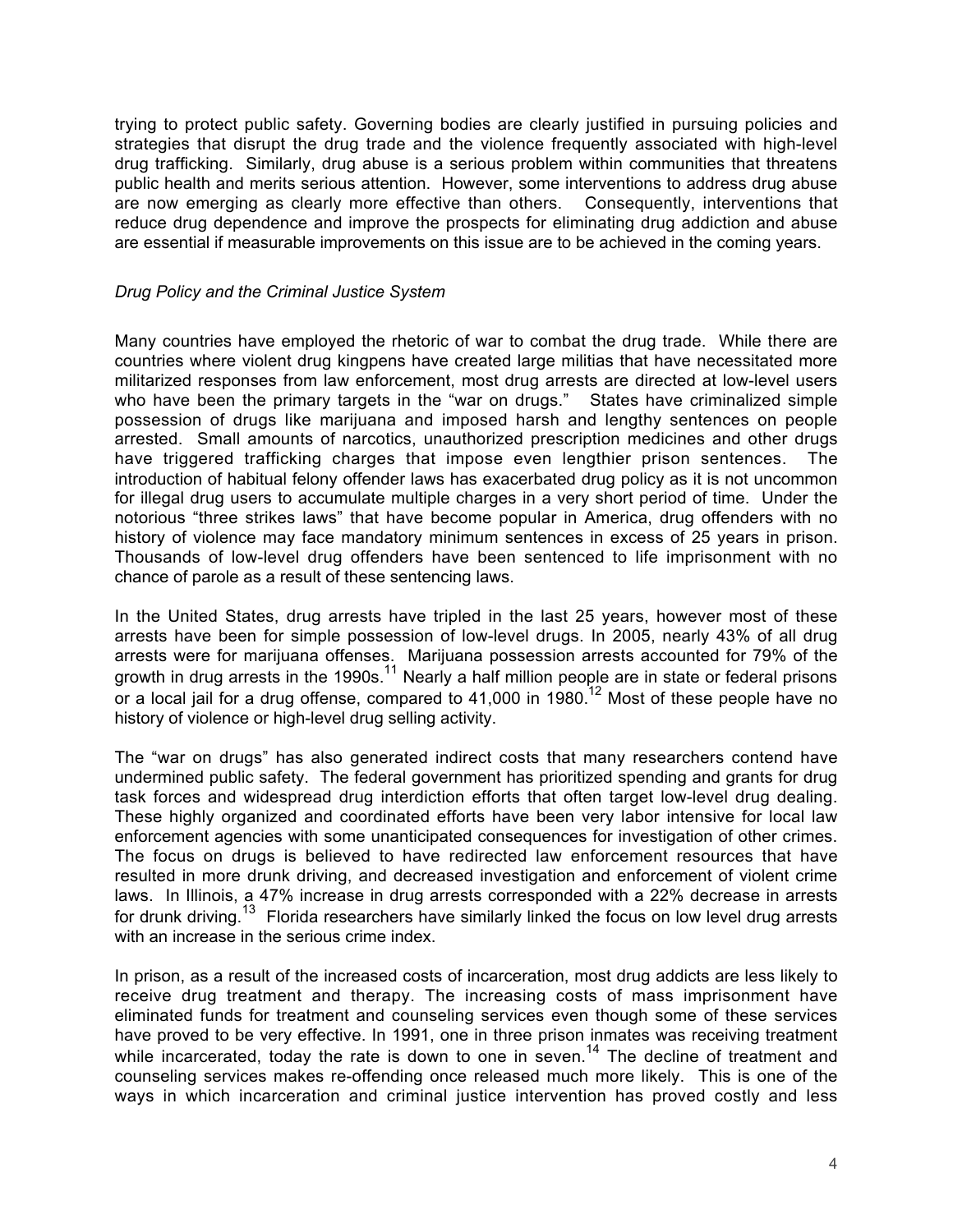trying to protect public safety. Governing bodies are clearly justified in pursuing policies and strategies that disrupt the drug trade and the violence frequently associated with high-level drug trafficking. Similarly, drug abuse is a serious problem within communities that threatens public health and merits serious attention. However, some interventions to address drug abuse are now emerging as clearly more effective than others. Consequently, interventions that reduce drug dependence and improve the prospects for eliminating drug addiction and abuse are essential if measurable improvements on this issue are to be achieved in the coming years.

*Drug Policy and the Criminal Justice System*

Many countries have employed the rhetoric of war to combat the drug trade. While there are countries where violent drug kingpens have created large militias that have necessitated more militarized responses from law enforcement, most drug arrests are directed at low-level users who have been the primary targets in the "war on drugs." States have criminalized simple possession of drugs like marijuana and imposed harsh and lengthy sentences on people arrested. Small amounts of narcotics, unauthorized prescription medicines and other drugs have triggered trafficking charges that impose even lengthier prison sentences. The introduction of habitual felony offender laws has exacerbated drug policy as it is not uncommon for illegal drug users to accumulate multiple charges in a very short period of time. Under the notorious "three strikes laws" that have become popular in America, drug offenders with no history of violence may face mandatory minimum sentences in excess of 25 years in prison. Thousands of low-level drug offenders have been sentenced to life imprisonment with no chance of parole as a result of these sentencing laws.

In the United States, drug arrests have tripled in the last 25 years, however most of these arrests have been for simple possession of low-level drugs. In 2005, nearly 43% of all drug arrests were for marijuana offenses. Marijuana possession arrests accounted for 79% of the growth in drug arrests in the 1990s.[11] Nearly a half million people are in state or federal prisons or a local jail for a drug offense, compared to 41,000 in 1980.[12] Most of these people have no history of violence or high-level drug selling activity.

The "war on drugs" has also generated indirect costs that many researchers contend have undermined public safety. The federal government has prioritized spending and grants for drug task forces and widespread drug interdiction efforts that often target low-level drug dealing. These highly organized and coordinated efforts have been very labor intensive for local law enforcement agencies with some unanticipated consequences for investigation of other crimes. The focus on drugs is believed to have redirected law enforcement resources that have resulted in more drunk driving, and decreased investigation and enforcement of violent crime laws. In Illinois, a 47% increase in drug arrests corresponded with a 22% decrease in arrests for drunk driving.[13] Florida researchers have similarly linked the focus on low level drug arrests with an increase in the serious crime index.

In prison, as a result of the increased costs of incarceration, most drug addicts are less likely to receive drug treatment and therapy. The increasing costs of mass imprisonment have eliminated funds for treatment and counseling services even though some of these services have proved to be very effective. In 1991, one in three prison inmates was receiving treatment while incarcerated, today the rate is down to one in seven.[14] The decline of treatment and counseling services makes re-offending once released much more likely. This is one of the ways in which incarceration and criminal justice intervention has proved costly and less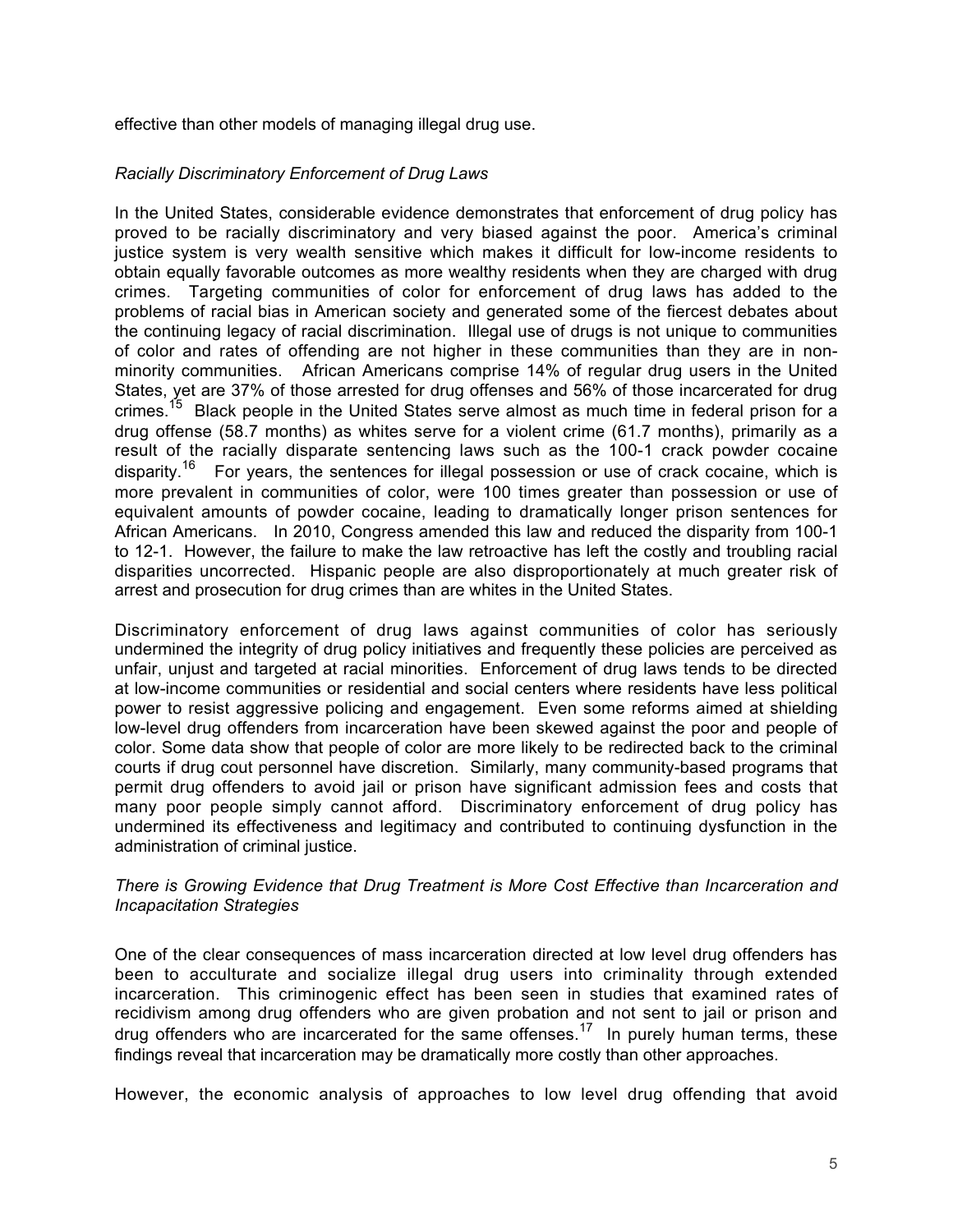effective than other models of managing illegal drug use.

*Racially Discriminatory Enforcement of Drug Laws*

In the United States, considerable evidence demonstrates that enforcement of drug policy has proved to be racially discriminatory and very biased against the poor. America's criminal justice system is very wealth sensitive which makes it difficult for low-income residents to obtain equally favorable outcomes as more wealthy residents when they are charged with drug crimes. Targeting communities of color for enforcement of drug laws has added to the problems of racial bias in American society and generated some of the fiercest debates about the continuing legacy of racial discrimination. Illegal use of drugs is not unique to communities of color and rates of offending are not higher in these communities than they are in non-minority communities. African Americans comprise 14% of regular drug users in the United States, yet are 37% of those arrested for drug offenses and 56% of those incarcerated for drug crimes.[15] Black people in the United States serve almost as much time in federal prison for a drug offense (58.7 months) as whites serve for a violent crime (61.7 months), primarily as a result of the racially disparate sentencing laws such as the 100-1 crack powder cocaine disparity.[16] For years, the sentences for illegal possession or use of crack cocaine, which is more prevalent in communities of color, were 100 times greater than possession or use of equivalent amounts of powder cocaine, leading to dramatically longer prison sentences for African Americans. In 2010, Congress amended this law and reduced the disparity from 100-1 to 12-1. However, the failure to make the law retroactive has left the costly and troubling racial disparities uncorrected. Hispanic people are also disproportionately at much greater risk of arrest and prosecution for drug crimes than are whites in the United States.

Discriminatory enforcement of drug laws against communities of color has seriously undermined the integrity of drug policy initiatives and frequently these policies are perceived as unfair, unjust and targeted at racial minorities. Enforcement of drug laws tends to be directed at low-income communities or residential and social centers where residents have less political power to resist aggressive policing and engagement. Even some reforms aimed at shielding low-level drug offenders from incarceration have been skewed against the poor and people of color. Some data show that people of color are more likely to be redirected back to the criminal courts if drug cout personnel have discretion. Similarly, many community-based programs that permit drug offenders to avoid jail or prison have significant admission fees and costs that many poor people simply cannot afford. Discriminatory enforcement of drug policy has undermined its effectiveness and legitimacy and contributed to continuing dysfunction in the administration of criminal justice.

*There is Growing Evidence that Drug Treatment is More Cost Effective than Incarceration and Incapacitation Strategies*

One of the clear consequences of mass incarceration directed at low level drug offenders has been to acculturate and socialize illegal drug users into criminality through extended incarceration. This criminogenic effect has been seen in studies that examined rates of recidivism among drug offenders who are given probation and not sent to jail or prison and drug offenders who are incarcerated for the same offenses.[17] In purely human terms, these findings reveal that incarceration may be dramatically more costly than other approaches.

However, the economic analysis of approaches to low level drug offending that avoid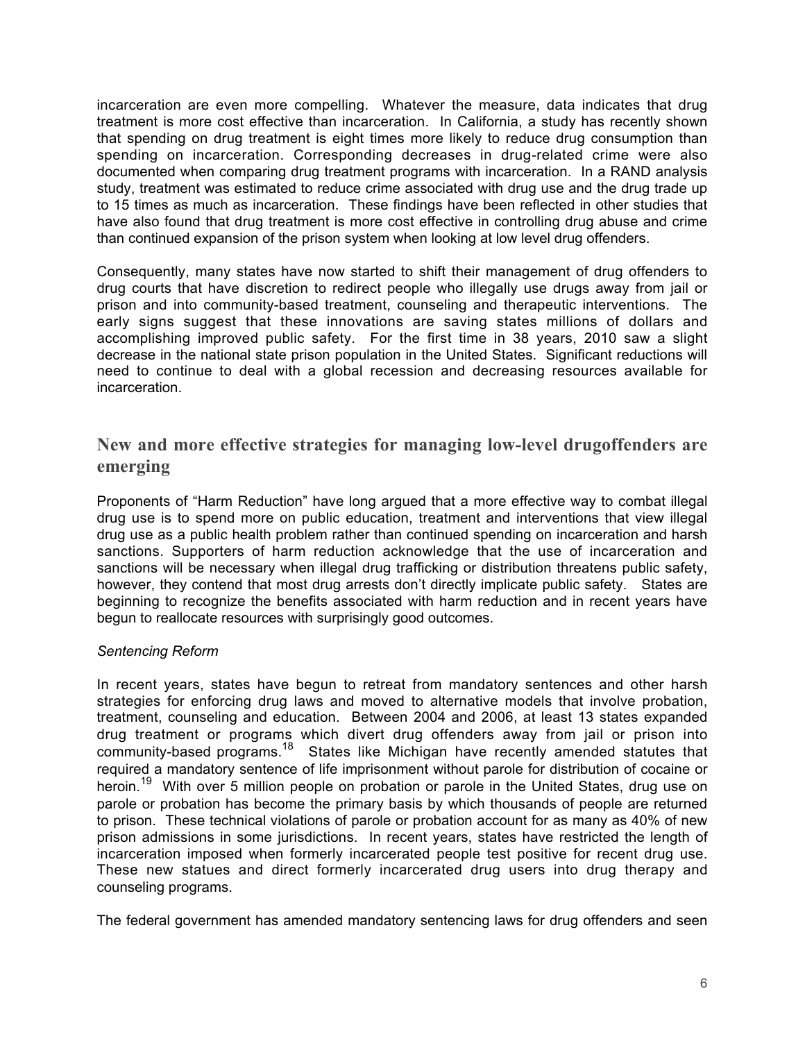incarceration are even more compelling. Whatever the measure, data indicates that drug treatment is more cost effective than incarceration. In California, a study has recently shown that spending on drug treatment is eight times more likely to reduce drug consumption than spending on incarceration. Corresponding decreases in drug-related crime were also documented when comparing drug treatment programs with incarceration. In a RAND analysis study, treatment was estimated to reduce crime associated with drug use and the drug trade up to 15 times as much as incarceration. These findings have been reflected in other studies that have also found that drug treatment is more cost effective in controlling drug abuse and crime than continued expansion of the prison system when looking at low level drug offenders.

Consequently, many states have now started to shift their management of drug offenders to drug courts that have discretion to redirect people who illegally use drugs away from jail or prison and into community-based treatment, counseling and therapeutic interventions. The early signs suggest that these innovations are saving states millions of dollars and accomplishing improved public safety. For the first time in 38 years, 2010 saw a slight decrease in the national state prison population in the United States. Significant reductions will need to continue to deal with a global recession and decreasing resources available for incarceration.

## New and more effective strategies for managing low-level drugoffenders are emerging

Proponents of "Harm Reduction" have long argued that a more effective way to combat illegal drug use is to spend more on public education, treatment and interventions that view illegal drug use as a public health problem rather than continued spending on incarceration and harsh sanctions. Supporters of harm reduction acknowledge that the use of incarceration and sanctions will be necessary when illegal drug trafficking or distribution threatens public safety, however, they contend that most drug arrests don't directly implicate public safety. States are beginning to recognize the benefits associated with harm reduction and in recent years have begun to reallocate resources with surprisingly good outcomes.

*Sentencing Reform*

In recent years, states have begun to retreat from mandatory sentences and other harsh strategies for enforcing drug laws and moved to alternative models that involve probation, treatment, counseling and education. Between 2004 and 2006, at least 13 states expanded drug treatment or programs which divert drug offenders away from jail or prison into community-based programs.[18] States like Michigan have recently amended statutes that required a mandatory sentence of life imprisonment without parole for distribution of cocaine or heroin.[19] With over 5 million people on probation or parole in the United States, drug use on parole or probation has become the primary basis by which thousands of people are returned to prison. These technical violations of parole or probation account for as many as 40% of new prison admissions in some jurisdictions. In recent years, states have restricted the length of incarceration imposed when formerly incarcerated people test positive for recent drug use. These new statues and direct formerly incarcerated drug users into drug therapy and counseling programs.

The federal government has amended mandatory sentencing laws for drug offenders and seen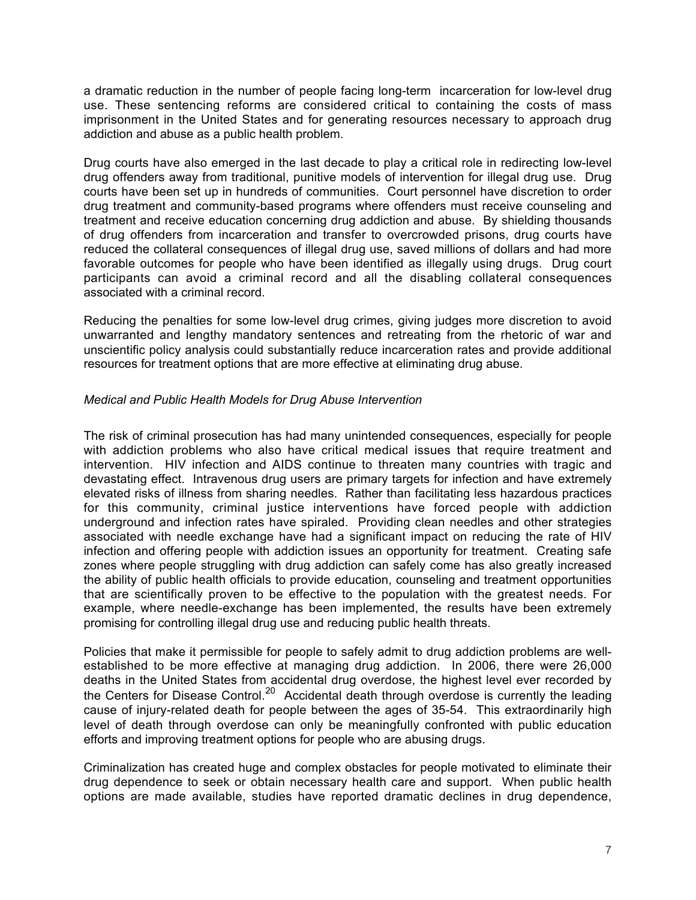a dramatic reduction in the number of people facing long-term incarceration for low-level drug use. These sentencing reforms are considered critical to containing the costs of mass imprisonment in the United States and for generating resources necessary to approach drug addiction and abuse as a public health problem.

Drug courts have also emerged in the last decade to play a critical role in redirecting low-level drug offenders away from traditional, punitive models of intervention for illegal drug use. Drug courts have been set up in hundreds of communities. Court personnel have discretion to order drug treatment and community-based programs where offenders must receive counseling and treatment and receive education concerning drug addiction and abuse. By shielding thousands of drug offenders from incarceration and transfer to overcrowded prisons, drug courts have reduced the collateral consequences of illegal drug use, saved millions of dollars and had more favorable outcomes for people who have been identified as illegally using drugs. Drug court participants can avoid a criminal record and all the disabling collateral consequences associated with a criminal record.

Reducing the penalties for some low-level drug crimes, giving judges more discretion to avoid unwarranted and lengthy mandatory sentences and retreating from the rhetoric of war and unscientific policy analysis could substantially reduce incarceration rates and provide additional resources for treatment options that are more effective at eliminating drug abuse.

*Medical and Public Health Models for Drug Abuse Intervention*

The risk of criminal prosecution has had many unintended consequences, especially for people with addiction problems who also have critical medical issues that require treatment and intervention. HIV infection and AIDS continue to threaten many countries with tragic and devastating effect. Intravenous drug users are primary targets for infection and have extremely elevated risks of illness from sharing needles. Rather than facilitating less hazardous practices for this community, criminal justice interventions have forced people with addiction underground and infection rates have spiraled. Providing clean needles and other strategies associated with needle exchange have had a significant impact on reducing the rate of HIV infection and offering people with addiction issues an opportunity for treatment. Creating safe zones where people struggling with drug addiction can safely come has also greatly increased the ability of public health officials to provide education, counseling and treatment opportunities that are scientifically proven to be effective to the population with the greatest needs. For example, where needle-exchange has been implemented, the results have been extremely promising for controlling illegal drug use and reducing public health threats.

Policies that make it permissible for people to safely admit to drug addiction problems are well-established to be more effective at managing drug addiction. In 2006, there were 26,000 deaths in the United States from accidental drug overdose, the highest level ever recorded by the Centers for Disease Control.[20] Accidental death through overdose is currently the leading cause of injury-related death for people between the ages of 35-54. This extraordinarily high level of death through overdose can only be meaningfully confronted with public education efforts and improving treatment options for people who are abusing drugs.

Criminalization has created huge and complex obstacles for people motivated to eliminate their drug dependence to seek or obtain necessary health care and support. When public health options are made available, studies have reported dramatic declines in drug dependence,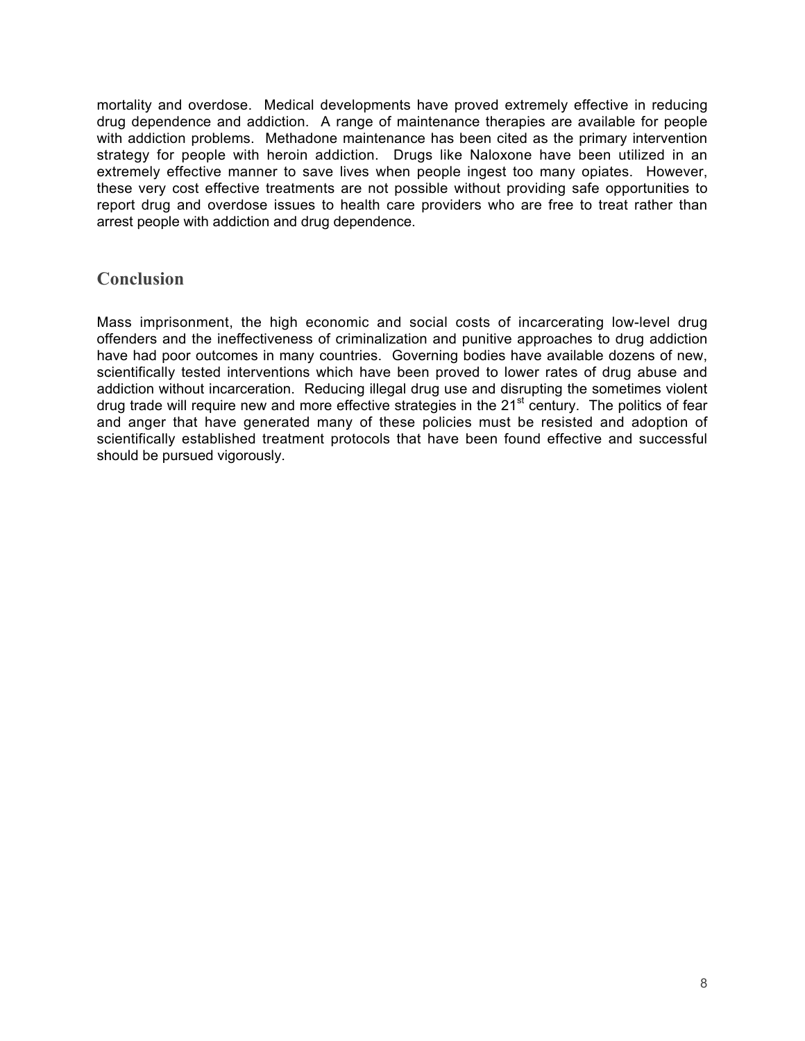mortality and overdose. Medical developments have proved extremely effective in reducing drug dependence and addiction. A range of maintenance therapies are available for people with addiction problems. Methadone maintenance has been cited as the primary intervention strategy for people with heroin addiction. Drugs like Naloxone have been utilized in an extremely effective manner to save lives when people ingest too many opiates. However, these very cost effective treatments are not possible without providing safe opportunities to report drug and overdose issues to health care providers who are free to treat rather than arrest people with addiction and drug dependence.

## Conclusion

Mass imprisonment, the high economic and social costs of incarcerating low-level drug offenders and the ineffectiveness of criminalization and punitive approaches to drug addiction have had poor outcomes in many countries. Governing bodies have available dozens of new, scientifically tested interventions which have been proved to lower rates of drug abuse and addiction without incarceration. Reducing illegal drug use and disrupting the sometimes violent drug trade will require new and more effective strategies in the 21st century. The politics of fear and anger that have generated many of these policies must be resisted and adoption of scientifically established treatment protocols that have been found effective and successful should be pursued vigorously.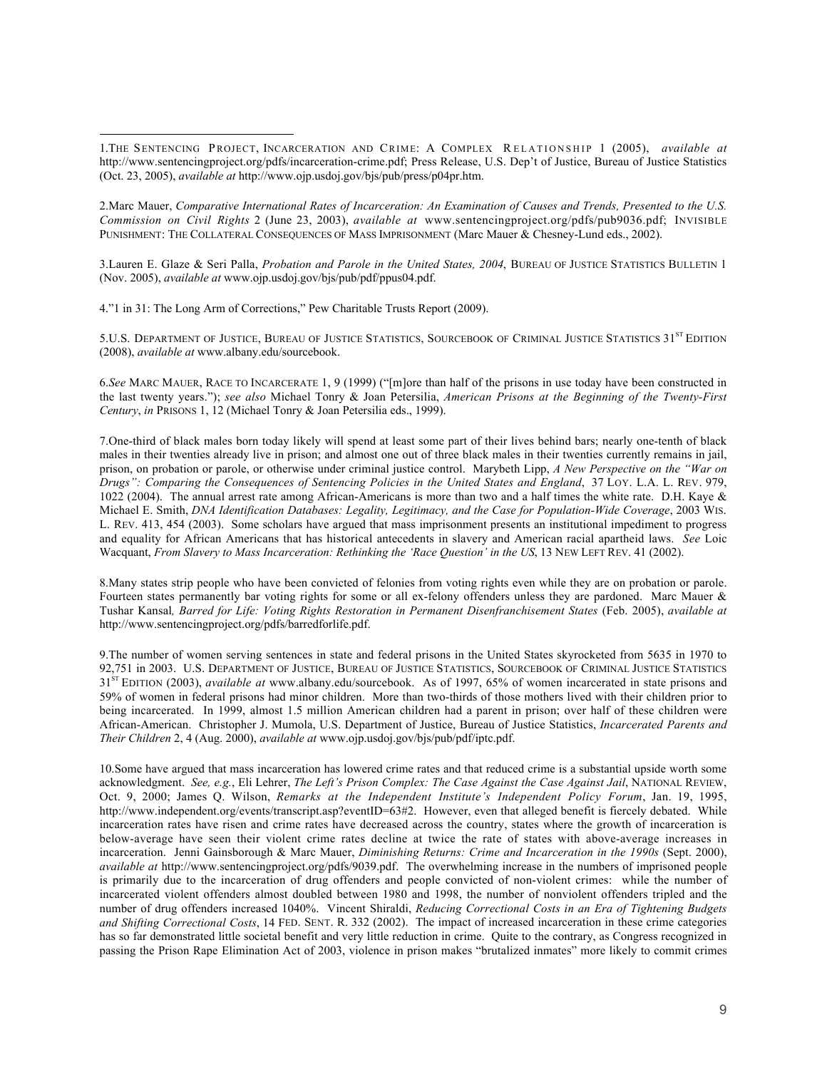1.THE SENTENCING PROJECT, INCARCERATION AND CRIME: A COMPLEX RELATIONSHIP 1 (2005), *available at* http://www.sentencingproject.org/pdfs/incarceration-crime.pdf; Press Release, U.S. Dep't of Justice, Bureau of Justice Statistics (Oct. 23, 2005), *available at* http://www.ojp.usdoj.gov/bjs/pub/press/p04pr.htm.

2.Marc Mauer, *Comparative International Rates of Incarceration: An Examination of Causes and Trends, Presented to the U.S. Commission on Civil Rights* 2 (June 23, 2003), *available at* www.sentencingproject.org/pdfs/pub9036.pdf; INVISIBLE PUNISHMENT: THE COLLATERAL CONSEQUENCES OF MASS IMPRISONMENT (Marc Mauer & Chesney-Lund eds., 2002).

3.Lauren E. Glaze & Seri Palla, *Probation and Parole in the United States, 2004*, BUREAU OF JUSTICE STATISTICS BULLETIN 1 (Nov. 2005), *available at* www.ojp.usdoj.gov/bjs/pub/pdf/ppus04.pdf.

4."1 in 31: The Long Arm of Corrections," Pew Charitable Trusts Report (2009).

5.U.S. DEPARTMENT OF JUSTICE, BUREAU OF JUSTICE STATISTICS, SOURCEBOOK OF CRIMINAL JUSTICE STATISTICS 31ST EDITION (2008), *available at* www.albany.edu/sourcebook.

6.*See* MARC MAUER, RACE TO INCARCERATE 1, 9 (1999) ("[m]ore than half of the prisons in use today have been constructed in the last twenty years."); *see also* Michael Tonry & Joan Petersilia, *American Prisons at the Beginning of the Twenty-First Century*, *in* PRISONS 1, 12 (Michael Tonry & Joan Petersilia eds., 1999).

7.One-third of black males born today likely will spend at least some part of their lives behind bars; nearly one-tenth of black males in their twenties already live in prison; and almost one out of three black males in their twenties currently remains in jail, prison, on probation or parole, or otherwise under criminal justice control. Marybeth Lipp, *A New Perspective on the "War on Drugs": Comparing the Consequences of Sentencing Policies in the United States and England*, 37 LOY. L.A. L. REV. 979, 1022 (2004). The annual arrest rate among African-Americans is more than two and a half times the white rate. D.H. Kaye & Michael E. Smith, *DNA Identification Databases: Legality, Legitimacy, and the Case for Population-Wide Coverage*, 2003 WIS. L. REV. 413, 454 (2003). Some scholars have argued that mass imprisonment presents an institutional impediment to progress and equality for African Americans that has historical antecedents in slavery and American racial apartheid laws. *See* Loic Wacquant, *From Slavery to Mass Incarceration: Rethinking the 'Race Question' in the US*, 13 NEW LEFT REV. 41 (2002).

8.Many states strip people who have been convicted of felonies from voting rights even while they are on probation or parole. Fourteen states permanently bar voting rights for some or all ex-felony offenders unless they are pardoned. Marc Mauer & Tushar Kansal*, Barred for Life: Voting Rights Restoration in Permanent Disenfranchisement States* (Feb. 2005), *available at* http://www.sentencingproject.org/pdfs/barredforlife.pdf.

9.The number of women serving sentences in state and federal prisons in the United States skyrocketed from 5635 in 1970 to 92,751 in 2003. U.S. DEPARTMENT OF JUSTICE, BUREAU OF JUSTICE STATISTICS, SOURCEBOOK OF CRIMINAL JUSTICE STATISTICS 31ST EDITION (2003), *available at* www.albany.edu/sourcebook. As of 1997, 65% of women incarcerated in state prisons and 59% of women in federal prisons had minor children. More than two-thirds of those mothers lived with their children prior to being incarcerated. In 1999, almost 1.5 million American children had a parent in prison; over half of these children were African-American. Christopher J. Mumola, U.S. Department of Justice, Bureau of Justice Statistics, *Incarcerated Parents and Their Children* 2, 4 (Aug. 2000), *available at* www.ojp.usdoj.gov/bjs/pub/pdf/iptc.pdf.

10.Some have argued that mass incarceration has lowered crime rates and that reduced crime is a substantial upside worth some acknowledgment. *See, e.g.*, Eli Lehrer, *The Left's Prison Complex: The Case Against the Case Against Jail*, NATIONAL REVIEW, Oct. 9, 2000; James Q. Wilson, *Remarks at the Independent Institute's Independent Policy Forum*, Jan. 19, 1995, http://www.independent.org/events/transcript.asp?eventID=63#2. However, even that alleged benefit is fiercely debated. While incarceration rates have risen and crime rates have decreased across the country, states where the growth of incarceration is below-average have seen their violent crime rates decline at twice the rate of states with above-average increases in incarceration. Jenni Gainsborough & Marc Mauer, *Diminishing Returns: Crime and Incarceration in the 1990s* (Sept. 2000), *available at* http://www.sentencingproject.org/pdfs/9039.pdf. The overwhelming increase in the numbers of imprisoned people is primarily due to the incarceration of drug offenders and people convicted of non-violent crimes: while the number of incarcerated violent offenders almost doubled between 1980 and 1998, the number of nonviolent offenders tripled and the number of drug offenders increased 1040%. Vincent Shiraldi, *Reducing Correctional Costs in an Era of Tightening Budgets and Shifting Correctional Costs*, 14 FED. SENT. R. 332 (2002). The impact of increased incarceration in these crime categories has so far demonstrated little societal benefit and very little reduction in crime. Quite to the contrary, as Congress recognized in passing the Prison Rape Elimination Act of 2003, violence in prison makes "brutalized inmates" more likely to commit crimes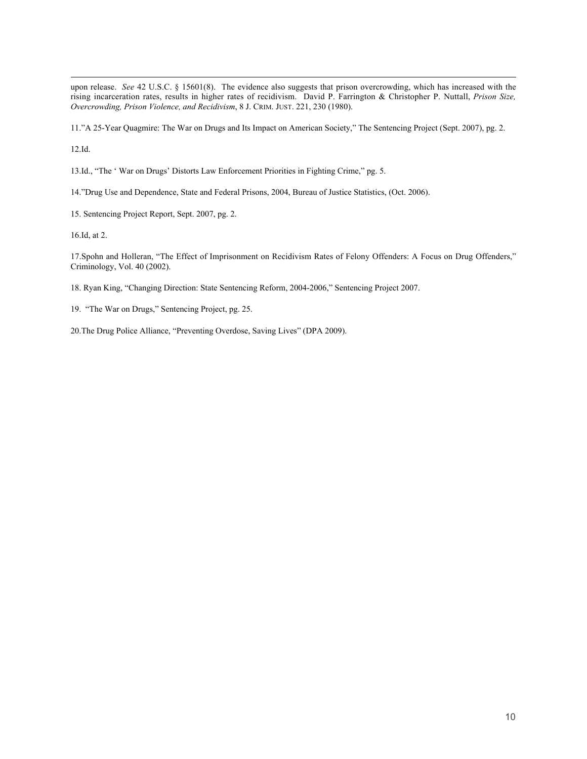upon release. *See* 42 U.S.C. § 15601(8). The evidence also suggests that prison overcrowding, which has increased with the rising incarceration rates, results in higher rates of recidivism. David P. Farrington & Christopher P. Nuttall, *Prison Size, Overcrowding, Prison Violence, and Recidivism*, 8 J. CRIM. JUST. 221, 230 (1980).

11."A 25-Year Quagmire: The War on Drugs and Its Impact on American Society," The Sentencing Project (Sept. 2007), pg. 2.

12.Id.

13.Id., "The ' War on Drugs' Distorts Law Enforcement Priorities in Fighting Crime," pg. 5.

14."Drug Use and Dependence, State and Federal Prisons, 2004, Bureau of Justice Statistics, (Oct. 2006).

15. Sentencing Project Report, Sept. 2007, pg. 2.

16.Id, at 2.

17.Spohn and Holleran, "The Effect of Imprisonment on Recidivism Rates of Felony Offenders: A Focus on Drug Offenders," Criminology, Vol. 40 (2002).

18. Ryan King, "Changing Direction: State Sentencing Reform, 2004-2006," Sentencing Project 2007.

19. "The War on Drugs," Sentencing Project, pg. 25.

20.The Drug Police Alliance, "Preventing Overdose, Saving Lives" (DPA 2009).